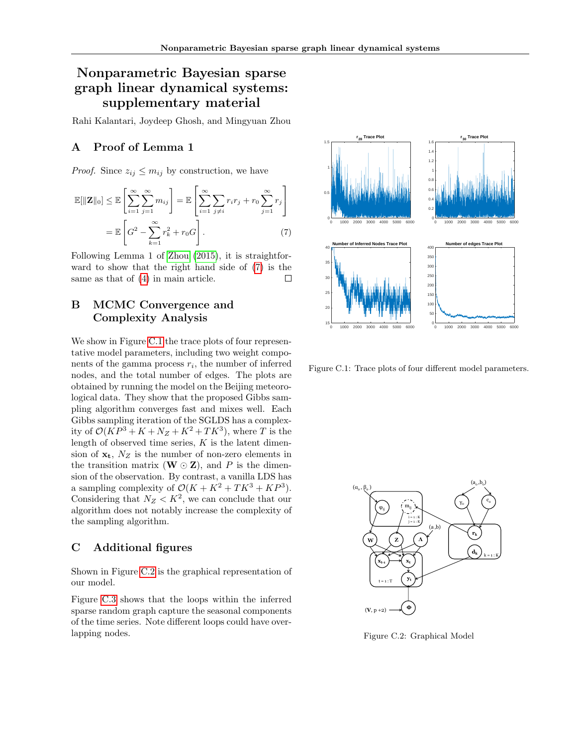# Nonparametric Bayesian sparse graph linear dynamical systems: supplementary material

Rahi Kalantari, Joydeep Ghosh, and Mingyuan Zhou

## A Proof of Lemma 1

*Proof.* Since $z_{ij} \leq m_{ij}$ by construction, we have

$$\mathbb{E}[\|\mathbf{Z}\|_0] \leq \mathbb{E}\left[\sum_{i=1}^{\infty}\sum_{j=1}^{\infty} m_{ij}\right] = \mathbb{E}\left[\sum_{i=1}^{\infty}\sum_{j\neq i} r_i r_j + r_0 \sum_{j=1}^{\infty} r_j\right]$$
$$= \mathbb{E}\left[G^2 - \sum_{k=1}^{\infty} r_k^2 + r_0 G\right]. \quad (7)$$

Following Lemma 1 of Zhou (2015), it is straightforward to show that the right hand side of (7) is the same as that of (4) in main article. ☐

## B MCMC Convergence and Complexity Analysis

We show in Figure C.1 the trace plots of four representative model parameters, including two weight components of the gamma process $r_i$, the number of inferred nodes, and the total number of edges. The plots are obtained by running the model on the Beijing meteorological data. They show that the proposed Gibbs sampling algorithm converges fast and mixes well. Each Gibbs sampling iteration of the SGLDS has a complexity of $\mathcal{O}(KP^3 + K + N_Z + K^2 + TK^3)$, where $T$ is the length of observed time series, $K$ is the latent dimension of $\mathbf{x_t}$, $N_Z$ is the number of non-zero elements in the transition matrix ($\mathbf{W} \odot \mathbf{Z}$), and $P$ is the dimension of the observation. By contrast, a vanilla LDS has a sampling complexity of $\mathcal{O}(K + K^2 + TK^3 + KP^3)$. Considering that $N_Z < K^2$, we can conclude that our algorithm does not notably increase the complexity of the sampling algorithm.

## C Additional figures

Shown in Figure C.2 is the graphical representation of our model.

Figure C.3 shows that the loops within the inferred sparse random graph capture the seasonal components of the time series. Note different loops could have overlapping nodes.

Figure C.1: Trace plots of four different model parameters.

Figure C.2: Graphical Model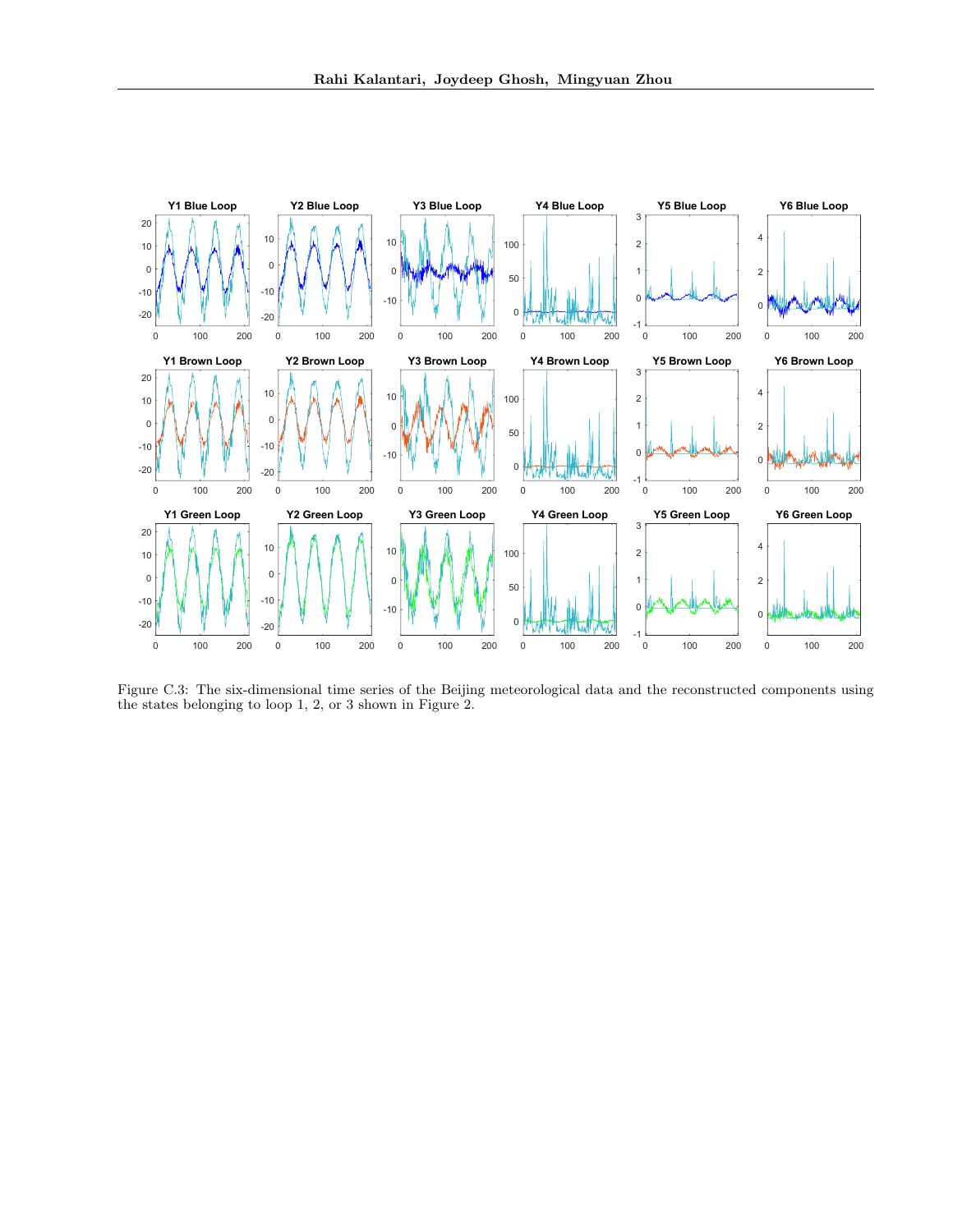Y1 Blue Loop
Y2 Blue Loop
Y3 Blue Loop
Y4 Blue Loop
Y5 Blue Loop
Y6 Blue Loop

Y1 Brown Loop
Y2 Brown Loop
Y3 Brown Loop
Y4 Brown Loop
Y5 Brown Loop
Y6 Brown Loop

Y1 Green Loop
Y2 Green Loop
Y3 Green Loop
Y4 Green Loop
Y5 Green Loop
Y6 Green Loop

Figure C.3: The six-dimensional time series of the Beijing meteorological data and the reconstructed components using the states belonging to loop 1, 2, or 3 shown in Figure 2.